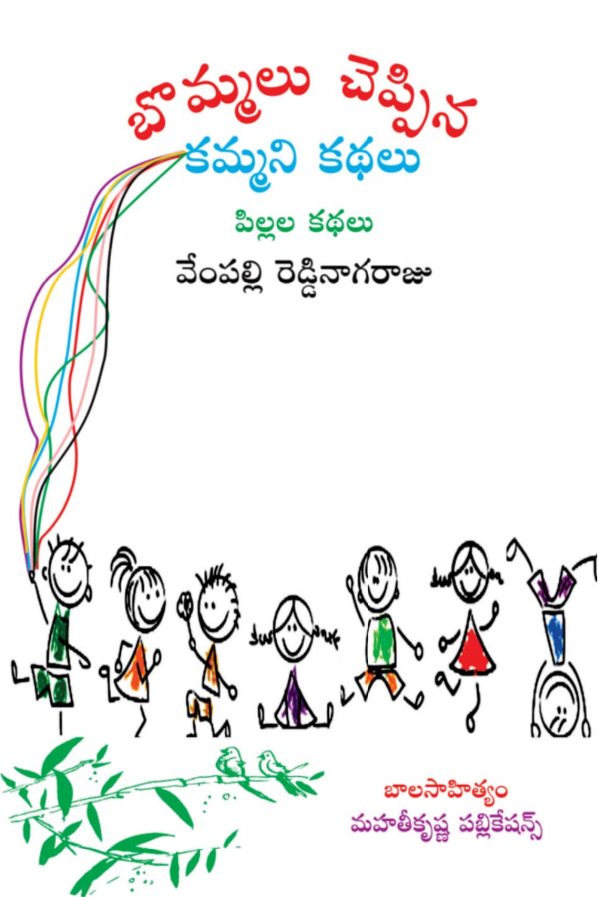# బొమ్మలు చెప్పిన కమ్మని కథలు

## పిల్లల కథలు

### వేంపల్లి రెడ్డినాగరాజు

బాలసాహిత్యం

మహతీకృష్ణ పబ్లికేషన్స్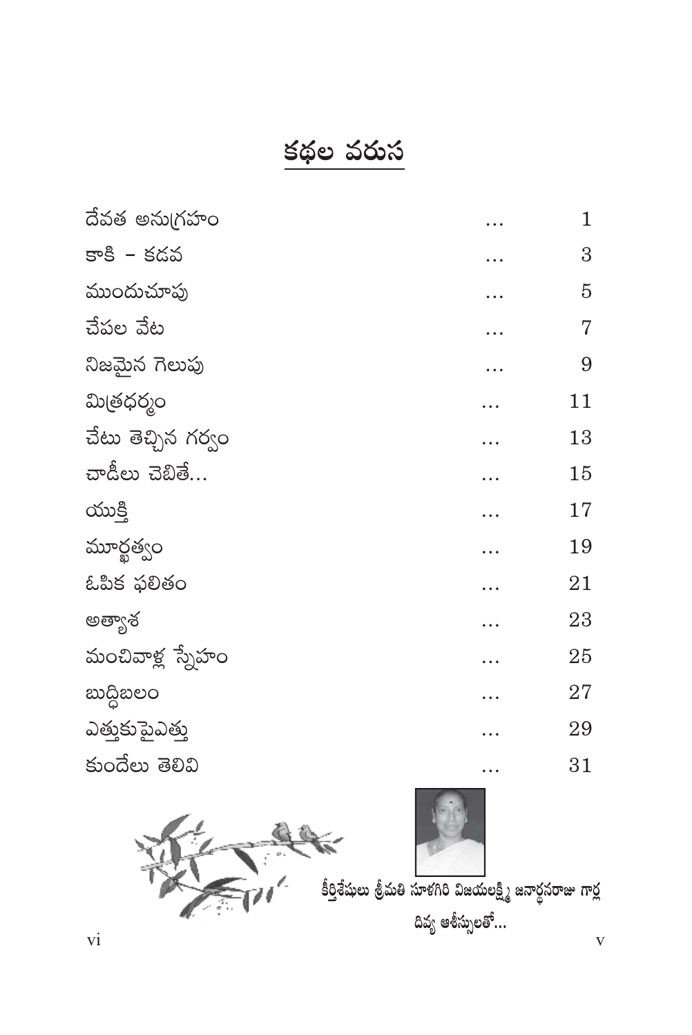# కథల వరుస

| | | |
|---|---|---|
| దేవత అనుగ్రహం | ... | 1 |
| కాకి – కడవ | ... | 3 |
| ముందుచూపు | ... | 5 |
| చేపల వేట | ... | 7 |
| నిజమైన గెలుపు | ... | 9 |
| మిత్రధర్మం | ... | 11 |
| చేటు తెచ్చిన గర్వం | ... | 13 |
| చాడీలు చెబితే... | ... | 15 |
| యుక్తి | ... | 17 |
| మూర్ఖత్వం | ... | 19 |
| ఓపిక ఫలితం | ... | 21 |
| అత్యాశ | ... | 23 |
| మంచివాళ్ల స్నేహం | ... | 25 |
| బుద్ధిబలం | ... | 27 |
| ఎత్తుకుపైఎత్తు | ... | 29 |
| కుందేలు తెలివి | ... | 31 |

కీర్తిశేషులు శ్రీమతి సూళగిరి విజయలక్ష్మి జనార్ధనరాజు గార్ల
దివ్య ఆశీస్సులతో...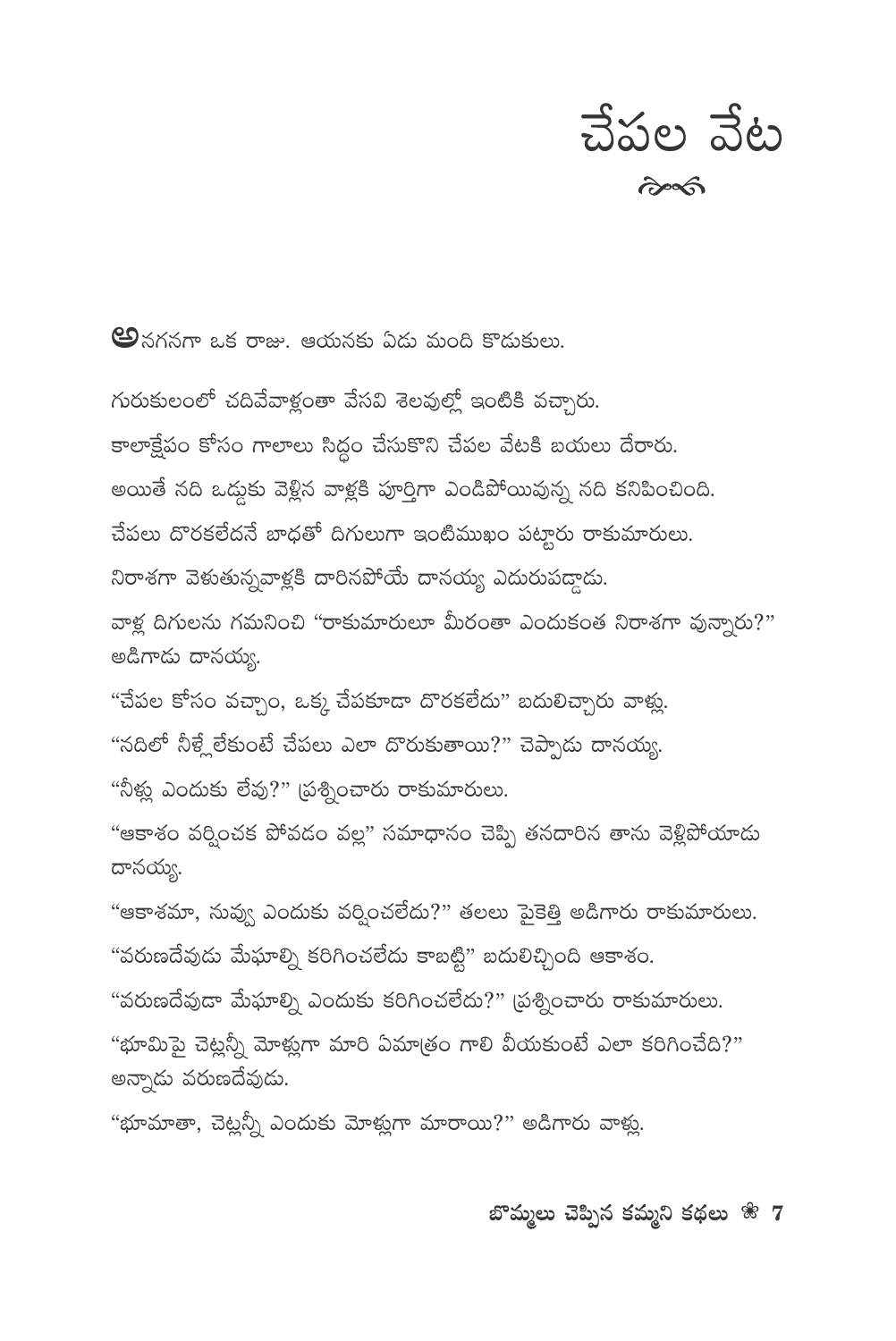# చేపల వేట

అనగనగా ఒక రాజు. ఆయనకు ఏడు మంది కొడుకులు.

గురుకులంలో చదివేవాళ్లంతా వేసవి శెలవుల్లో ఇంటికి వచ్చారు.

కాలాక్షేపం కోసం గాలాలు సిద్ధం చేసుకొని చేపల వేటకి బయలు దేరారు.

అయితే నది ఒడ్డుకు వెళ్లిన వాళ్లకి పూర్తిగా ఎండిపోయివున్న నది కనిపించింది.

చేపలు దొరకలేదనే బాధతో దిగులుగా ఇంటిముఖం పట్టారు రాకుమారులు.

నిరాశగా వెళుతున్నవాళ్లకి దారినపోయే దానయ్య ఎదురుపడ్డాడు.

వాళ్ల దిగులను గమనించి "రాకుమారులూ మీరంతా ఎందుకంత నిరాశగా వున్నారు?" అడిగాడు దానయ్య.

"చేపల కోసం వచ్చాం, ఒక్క చేపకూడా దొరకలేదు" బదులిచ్చారు వాళ్లు.

"నదిలో నీళ్లే లేకుంటే చేపలు ఎలా దొరుకుతాయి?" చెప్పాడు దానయ్య.

"నీళ్లు ఎందుకు లేవు?" ప్రశ్నించారు రాకుమారులు.

"ఆకాశం వర్షించక పోవడం వల్ల" సమాధానం చెప్పి తనదారిన తాను వెళ్లిపోయాడు దానయ్య.

"ఆకాశమా, నువ్వు ఎందుకు వర్షించలేదు?" తలలు పైకెత్తి అడిగారు రాకుమారులు.

"వరుణదేవుడు మేఘాల్ని కరిగించలేదు కాబట్టి" బదులిచ్చింది ఆకాశం.

"వరుణదేవుడా మేఘాల్ని ఎందుకు కరిగించలేదు?" ప్రశ్నించారు రాకుమారులు.

"భూమిపై చెట్లన్నీ మోళ్లుగా మారి ఏమాత్రం గాలి వీయకుంటే ఎలా కరిగించేది?" అన్నాడు వరుణదేవుడు.

"భూమాతా, చెట్లన్నీ ఎందుకు మోళ్లుగా మారాయి?" అడిగారు వాళ్లు.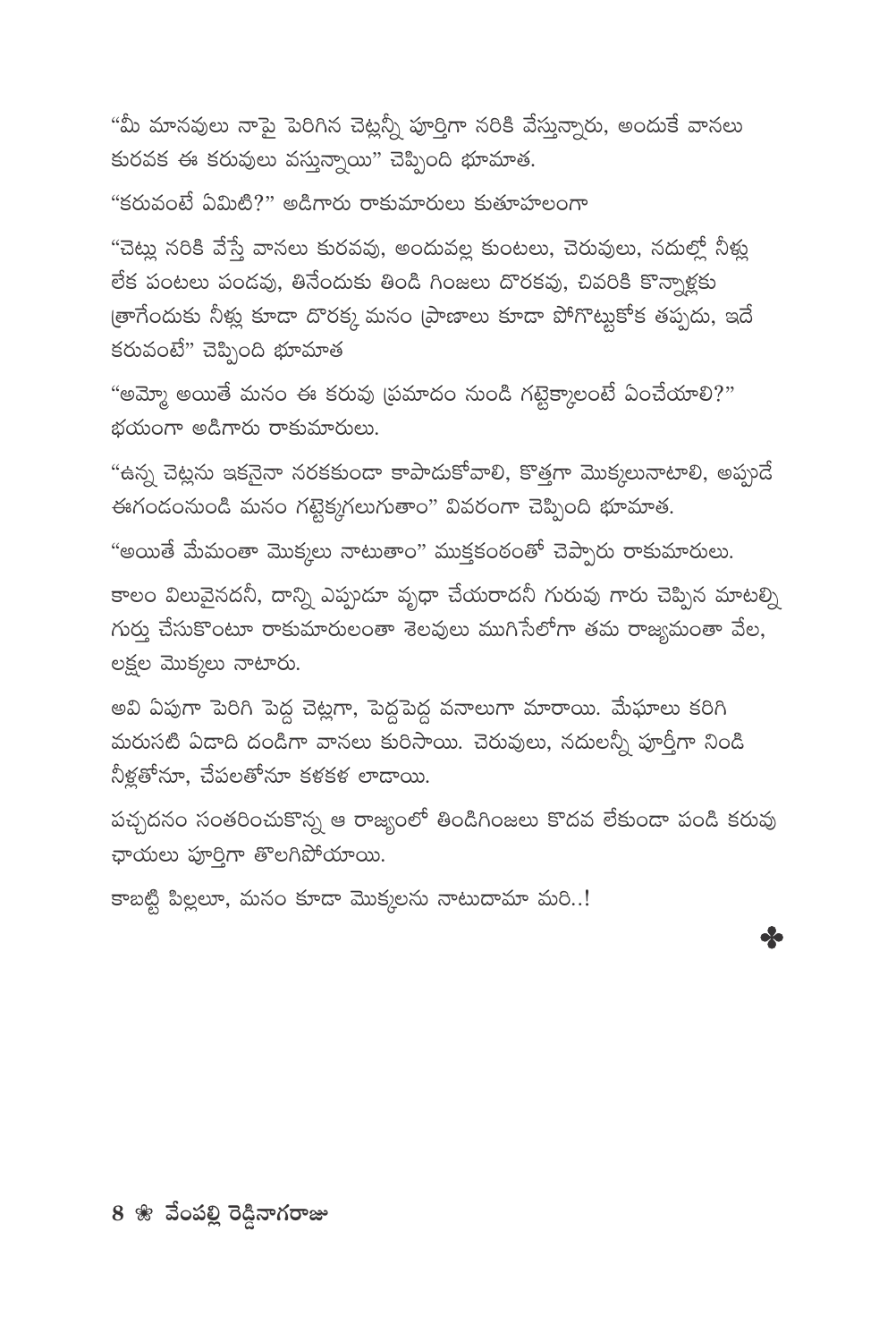"మీ మానవులు నాపై పెరిగిన చెట్లన్నీ పూర్తిగా నరికి వేస్తున్నారు, అందుకే వానలు కురవక ఈ కరువులు వస్తున్నాయి" చెప్పింది భూమాత.

"కరువంటే ఏమిటి?" అడిగారు రాకుమారులు కుతూహలంగా

"చెట్లు నరికి వేస్తే వానలు కురవవు, అందువల్ల కుంటలు, చెరువులు, నదుల్లో నీళ్లు లేక పంటలు పండవు, తినేందుకు తిండి గింజలు దొరకవు, చివరికి కొన్నాళ్లకు త్రాగేందుకు నీళ్లు కూడా దొరక్క మనం ప్రాణాలు కూడా పోగొట్టుకోక తప్పదు, ఇదే కరువంటే" చెప్పింది భూమాత

"అమ్మో అయితే మనం ఈ కరువు ప్రమాదం నుండి గట్టెక్కాలంటే ఏంచేయాలి?" భయంగా అడిగారు రాకుమారులు.

"ఉన్న చెట్లను ఇకనైనా నరకకుండా కాపాడుకోవాలి, కొత్తగా మొక్కలునాటాలి, అప్పుడే ఈగండంనుండి మనం గట్టెక్కగలుగుతాం" వివరంగా చెప్పింది భూమాత.

"అయితే మేమంతా మొక్కలు నాటుతాం" ముక్తకంఠంతో చెప్పారు రాకుమారులు.

కాలం విలువైనదనీ, దాన్ని ఎప్పుడూ వృధా చేయరాదనీ గురువు గారు చెప్పిన మాటల్ని గుర్తు చేసుకొంటూ రాకుమారులంతా శెలవులు ముగిసేలోగా తమ రాజ్యమంతా వేల, లక్షల మొక్కలు నాటారు.

అవి ఏపుగా పెరిగి పెద్ద చెట్లగా, పెద్దపెద్ద వనాలుగా మారాయి. మేఘాలు కరిగి మరుసటి ఏడాది దండిగా వానలు కురిసాయి. చెరువులు, నదులన్నీ పూర్తిగా నిండి నీళ్లతోనూ, చేపలతోనూ కళకళ లాడాయి.

పచ్చదనం సంతరించుకొన్న ఆ రాజ్యంలో తిండిగింజలు కొదవ లేకుండా పండి కరువు ఛాయలు పూర్తిగా తొలగిపోయాయి.

కాబట్టి పిల్లలూ, మనం కూడా మొక్కలను నాటుదామా మరి..!

✤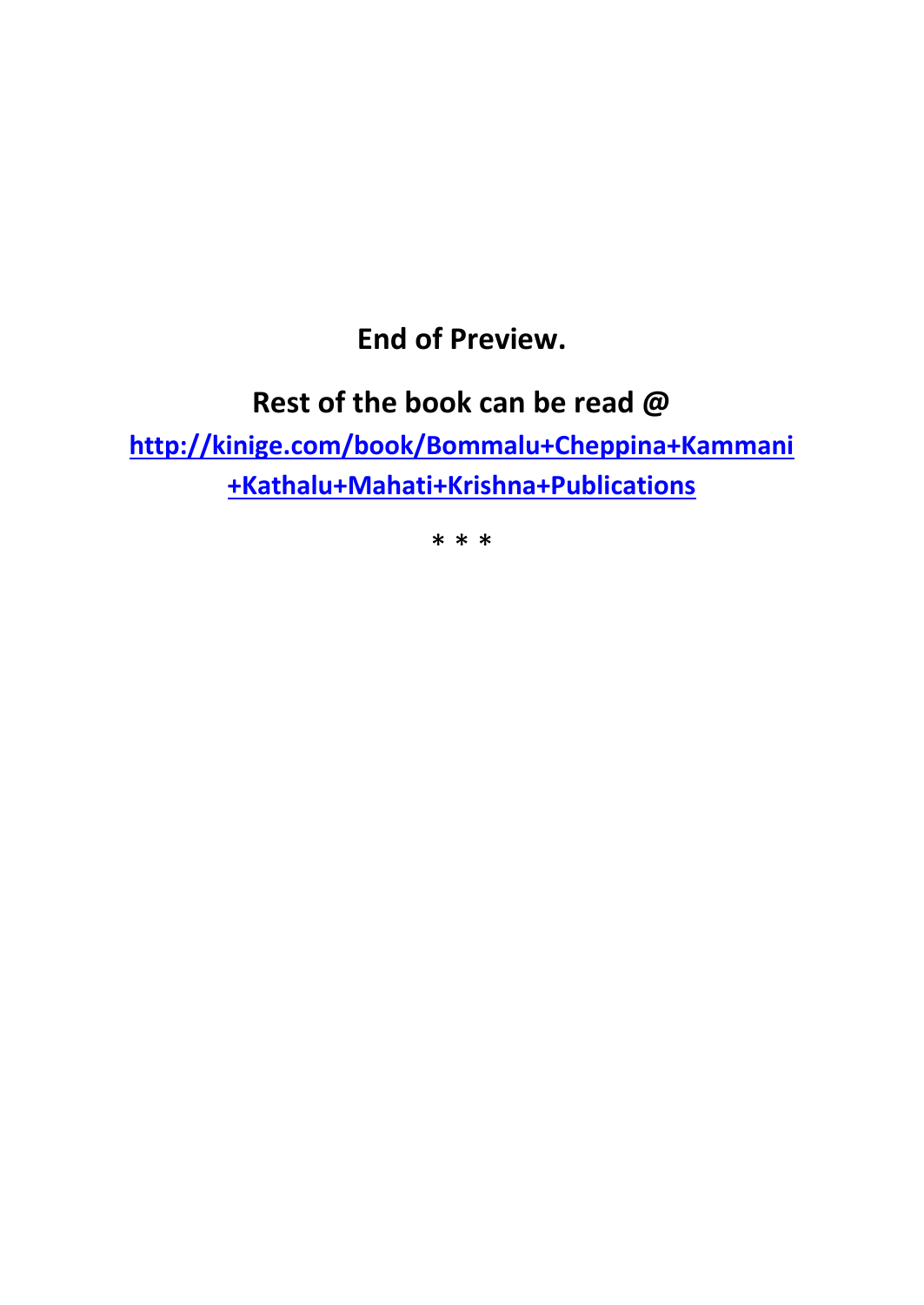**End of Preview.**

**Rest of the book can be read @**

**[http://kinige.com/book/Bommalu+Cheppina+Kammani+Kathalu+Mahati+Krishna+Publications](http://kinige.com/book/Bommalu+Cheppina+Kammani+Kathalu+Mahati+Krishna+Publications)**

* * *